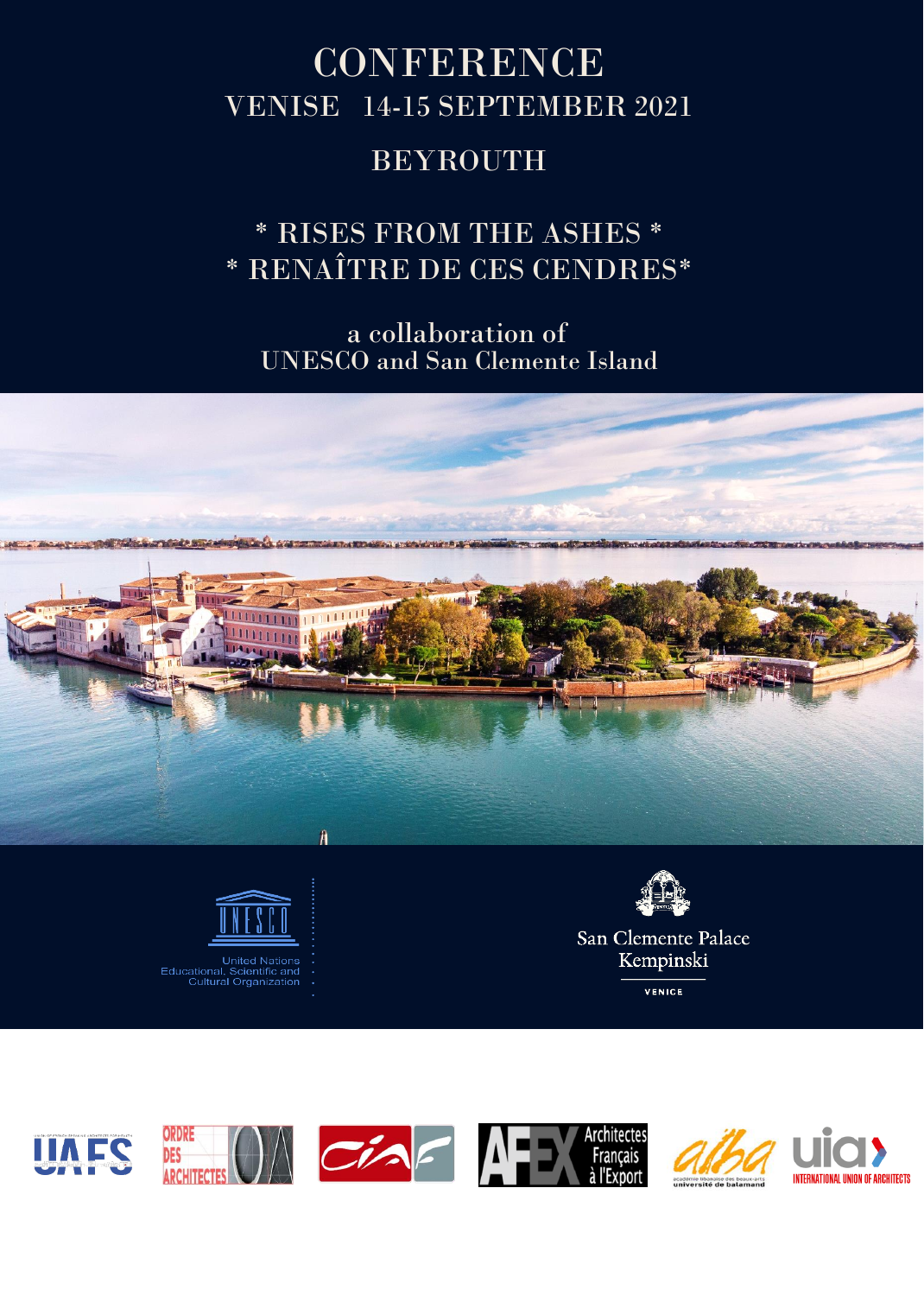# CONFERENCE

## VENISE 14-15 SEPTEMBER 2021

## BEYROUTH

## * RISES FROM THE ASHES *
## * RENAÎTRE DE CES CENDRES*

a collaboration of
UNESCO and San Clemente Island

UNESCO
United Nations
Educational, Scientific and
Cultural Organization

San Clemente Palace
Kempinski
VENICE

UAFS · ORDRE DES ARCHITECTES · CIAF · AFEX Architectes Français à l'Export · alba académie libanaise des beaux-arts université de balamand · uia INTERNATIONAL UNION OF ARCHITECTS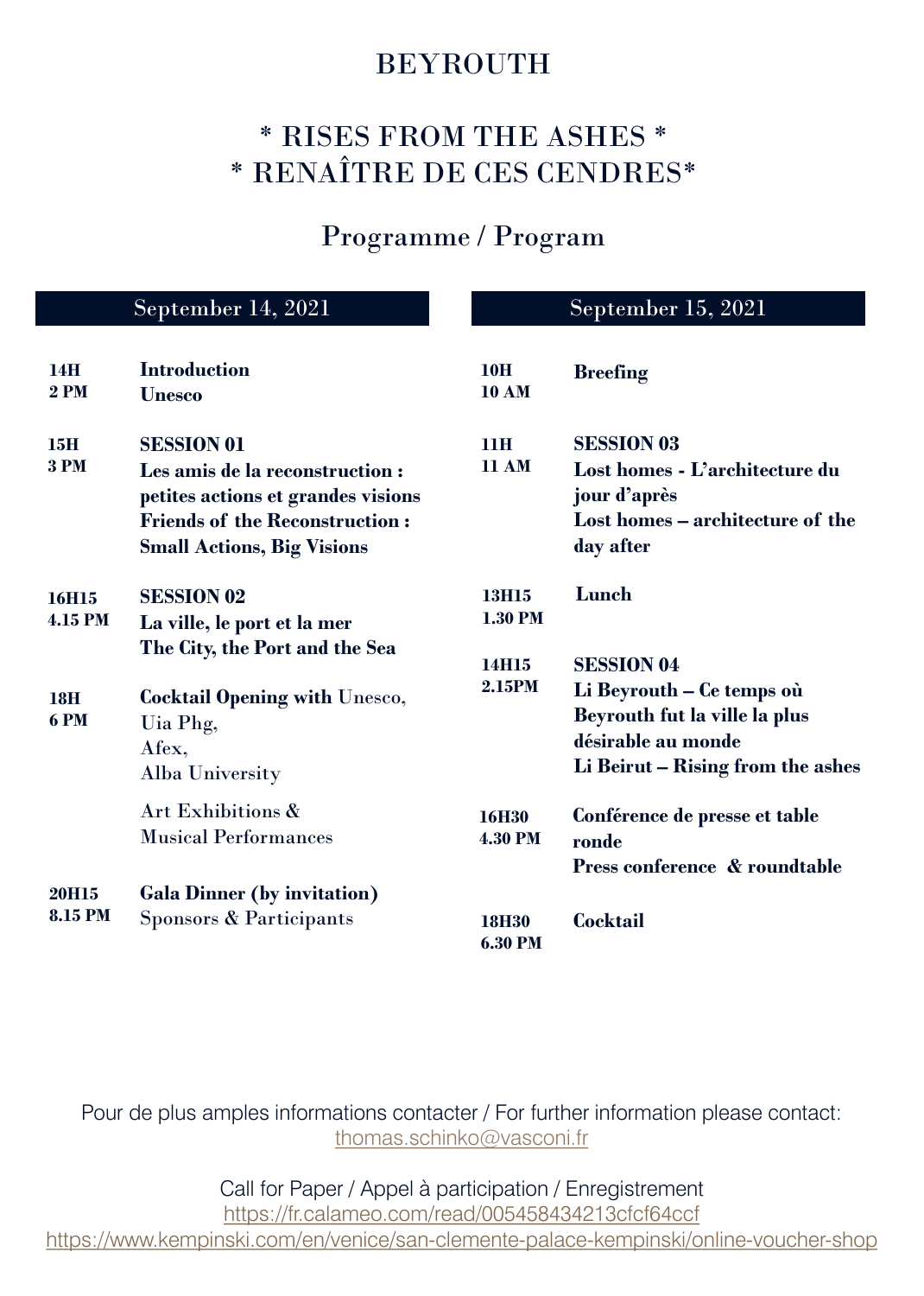# BEYROUTH

## * RISES FROM THE ASHES *
## * RENAÎTRE DE CES CENDRES*

### Programme / Program

#### September 14, 2021

**14H**
**2 PM**
**Introduction**
**Unesco**

**15H**
**3 PM**
**SESSION 01**
**Les amis de la reconstruction : petites actions et grandes visions**
**Friends of the Reconstruction : Small Actions, Big Visions**

**16H15**
**4.15 PM**
**SESSION 02**
**La ville, le port et la mer**
**The City, the Port and the Sea**

**18H**
**6 PM**
**Cocktail Opening with** Unesco,
Uia Phg,
Afex,
Alba University

Art Exhibitions &
Musical Performances

**20H15**
**8.15 PM**
**Gala Dinner (by invitation)**
Sponsors & Participants

#### September 15, 2021

**10H**
**10 AM**
**Breefing**

**11H**
**11 AM**
**SESSION 03**
**Lost homes - L'architecture du jour d'après**
**Lost homes – architecture of the day after**

**13H15**
**1.30 PM**
**Lunch**

**14H15**
**2.15PM**
**SESSION 04**
**Li Beyrouth – Ce temps où Beyrouth fut la ville la plus désirable au monde**
**Li Beirut – Rising from the ashes**

**16H30**
**4.30 PM**
**Conférence de presse et table ronde**
**Press conference & roundtable**

**18H30**
**6.30 PM**
**Cocktail**

Pour de plus amples informations contacter / For further information please contact:
thomas.schinko@vasconi.fr

Call for Paper / Appel à participation / Enregistrement
https://fr.calameo.com/read/005458434213cfcf64ccf
https://www.kempinski.com/en/venice/san-clemente-palace-kempinski/online-voucher-shop